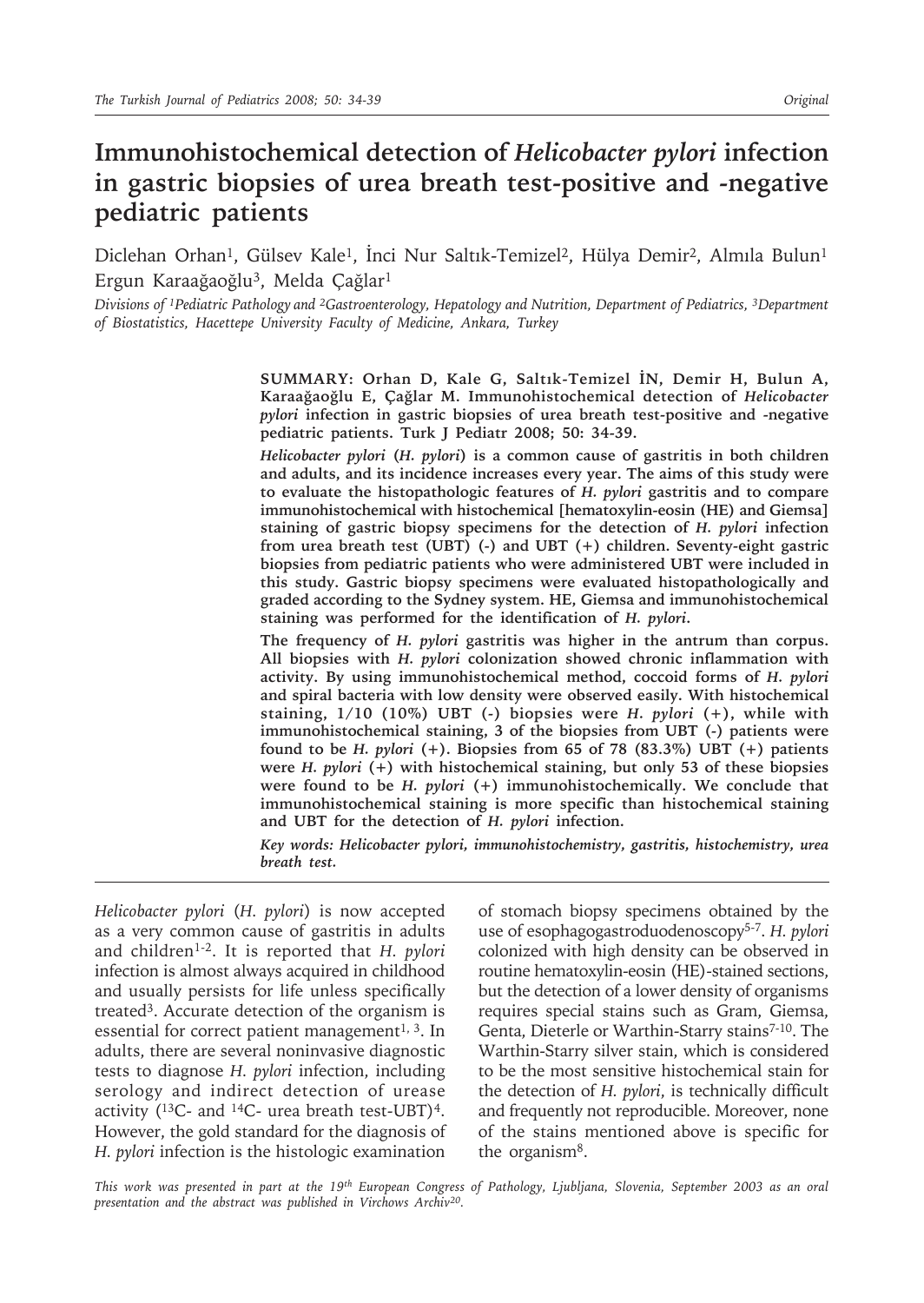# Immunohistochemical detection of *Helicobacter pylori* infection in gastric biopsies of urea breath test-positive and -negative pediatric patients

Diclehan Orhan[1], Gülsev Kale[1], İnci Nur Saltık-Temizel[2], Hülya Demir[2], Almıla Bulun[1] Ergun Karaağaoğlu[3], Melda Çağlar[1]

*Divisions of [1]Pediatric Pathology and [2]Gastroenterology, Hepatology and Nutrition, Department of Pediatrics, [3]Department of Biostatistics, Hacettepe University Faculty of Medicine, Ankara, Turkey*

**SUMMARY: Orhan D, Kale G, Saltık-Temizel İN, Demir H, Bulun A, Karaağaoğlu E, Çağlar M. Immunohistochemical detection of *Helicobacter pylori* infection in gastric biopsies of urea breath test-positive and -negative pediatric patients. Turk J Pediatr 2008; 50: 34-39.**

***Helicobacter pylori* (*H. pylori*) is a common cause of gastritis in both children and adults, and its incidence increases every year. The aims of this study were to evaluate the histopathologic features of *H. pylori* gastritis and to compare immunohistochemical with histochemical [hematoxylin-eosin (HE) and Giemsa] staining of gastric biopsy specimens for the detection of *H. pylori* infection from urea breath test (UBT) (-) and UBT (+) children. Seventy-eight gastric biopsies from pediatric patients who were administered UBT were included in this study. Gastric biopsy specimens were evaluated histopathologically and graded according to the Sydney system. HE, Giemsa and immunohistochemical staining was performed for the identification of *H. pylori*.**

**The frequency of *H. pylori* gastritis was higher in the antrum than corpus. All biopsies with *H. pylori* colonization showed chronic inflammation with activity. By using immunohistochemical method, coccoid forms of *H. pylori* and spiral bacteria with low density were observed easily. With histochemical staining, 1/10 (10%) UBT (-) biopsies were *H. pylori* (+), while with immunohistochemical staining, 3 of the biopsies from UBT (-) patients were found to be *H. pylori* (+). Biopsies from 65 of 78 (83.3%) UBT (+) patients were *H. pylori* (+) with histochemical staining, but only 53 of these biopsies were found to be *H. pylori* (+) immunohistochemically. We conclude that immunohistochemical staining is more specific than histochemical staining and UBT for the detection of *H. pylori* infection.**

***Key words: Helicobacter pylori, immunohistochemistry, gastritis, histochemistry, urea breath test.***

*Helicobacter pylori* (*H. pylori*) is now accepted as a very common cause of gastritis in adults and children[1-2]. It is reported that *H. pylori* infection is almost always acquired in childhood and usually persists for life unless specifically treated[3]. Accurate detection of the organism is essential for correct patient management[1, 3]. In adults, there are several noninvasive diagnostic tests to diagnose *H. pylori* infection, including serology and indirect detection of urease activity ($^{13}C$- and $^{14}C$- urea breath test-UBT)[4]. However, the gold standard for the diagnosis of *H. pylori* infection is the histologic examination of stomach biopsy specimens obtained by the use of esophagogastroduodenoscopy[5-7]. *H. pylori* colonized with high density can be observed in routine hematoxylin-eosin (HE)-stained sections, but the detection of a lower density of organisms requires special stains such as Gram, Giemsa, Genta, Dieterle or Warthin-Starry stains[7-10]. The Warthin-Starry silver stain, which is considered to be the most sensitive histochemical stain for the detection of *H. pylori*, is technically difficult and frequently not reproducible. Moreover, none of the stains mentioned above is specific for the organism[8].

*This work was presented in part at the 19th European Congress of Pathology, Ljubljana, Slovenia, September 2003 as an oral presentation and the abstract was published in Virchows Archiv[20].*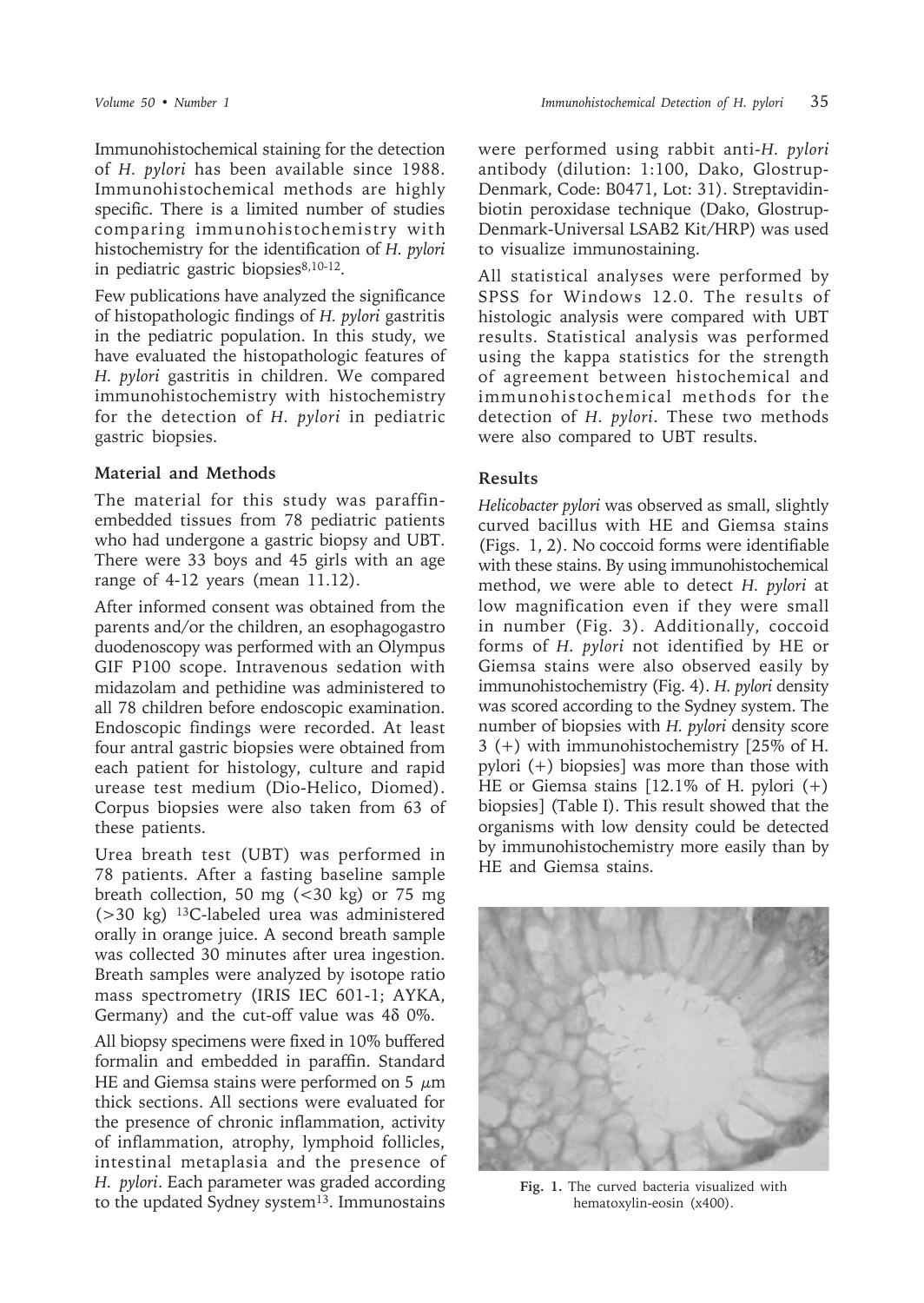Immunohistochemical staining for the detection of *H. pylori* has been available since 1988. Immunohistochemical methods are highly specific. There is a limited number of studies comparing immunohistochemistry with histochemistry for the identification of *H. pylori* in pediatric gastric biopsies[8,10-12].

Few publications have analyzed the significance of histopathologic findings of *H. pylori* gastritis in the pediatric population. In this study, we have evaluated the histopathologic features of *H. pylori* gastritis in children. We compared immunohistochemistry with histochemistry for the detection of *H. pylori* in pediatric gastric biopsies.

## Material and Methods

The material for this study was paraffin-embedded tissues from 78 pediatric patients who had undergone a gastric biopsy and UBT. There were 33 boys and 45 girls with an age range of 4-12 years (mean 11.12).

After informed consent was obtained from the parents and/or the children, an esophagogastro duodenoscopy was performed with an Olympus GIF P100 scope. Intravenous sedation with midazolam and pethidine was administered to all 78 children before endoscopic examination. Endoscopic findings were recorded. At least four antral gastric biopsies were obtained from each patient for histology, culture and rapid urease test medium (Dio-Helico, Diomed). Corpus biopsies were also taken from 63 of these patients.

Urea breath test (UBT) was performed in 78 patients. After a fasting baseline sample breath collection, 50 mg (<30 kg) or 75 mg (>30 kg) $^{13}C$-labeled urea was administered orally in orange juice. A second breath sample was collected 30 minutes after urea ingestion. Breath samples were analyzed by isotope ratio mass spectrometry (IRIS IEC 601-1; AYKA, Germany) and the cut-off value was 4δ 0%.

All biopsy specimens were fixed in 10% buffered formalin and embedded in paraffin. Standard HE and Giemsa stains were performed on 5 $\mu$m thick sections. All sections were evaluated for the presence of chronic inflammation, activity of inflammation, atrophy, lymphoid follicles, intestinal metaplasia and the presence of *H. pylori*. Each parameter was graded according to the updated Sydney system[13]. Immunostains were performed using rabbit anti-*H. pylori* antibody (dilution: 1:100, Dako, Glostrup-Denmark, Code: B0471, Lot: 31). Streptavidin-biotin peroxidase technique (Dako, Glostrup-Denmark-Universal LSAB2 Kit/HRP) was used to visualize immunostaining.

All statistical analyses were performed by SPSS for Windows 12.0. The results of histologic analysis were compared with UBT results. Statistical analysis was performed using the kappa statistics for the strength of agreement between histochemical and immunohistochemical methods for the detection of *H. pylori*. These two methods were also compared to UBT results.

## Results

*Helicobacter pylori* was observed as small, slightly curved bacillus with HE and Giemsa stains (Figs. 1, 2). No coccoid forms were identifiable with these stains. By using immunohistochemical method, we were able to detect *H. pylori* at low magnification even if they were small in number (Fig. 3). Additionally, coccoid forms of *H. pylori* not identified by HE or Giemsa stains were also observed easily by immunohistochemistry (Fig. 4). *H. pylori* density was scored according to the Sydney system. The number of biopsies with *H. pylori* density score 3 (+) with immunohistochemistry [25% of H. pylori (+) biopsies] was more than those with HE or Giemsa stains [12.1% of H. pylori (+) biopsies] (Table I). This result showed that the organisms with low density could be detected by immunohistochemistry more easily than by HE and Giemsa stains.

**Fig. 1.** The curved bacteria visualized with hematoxylin-eosin (x400).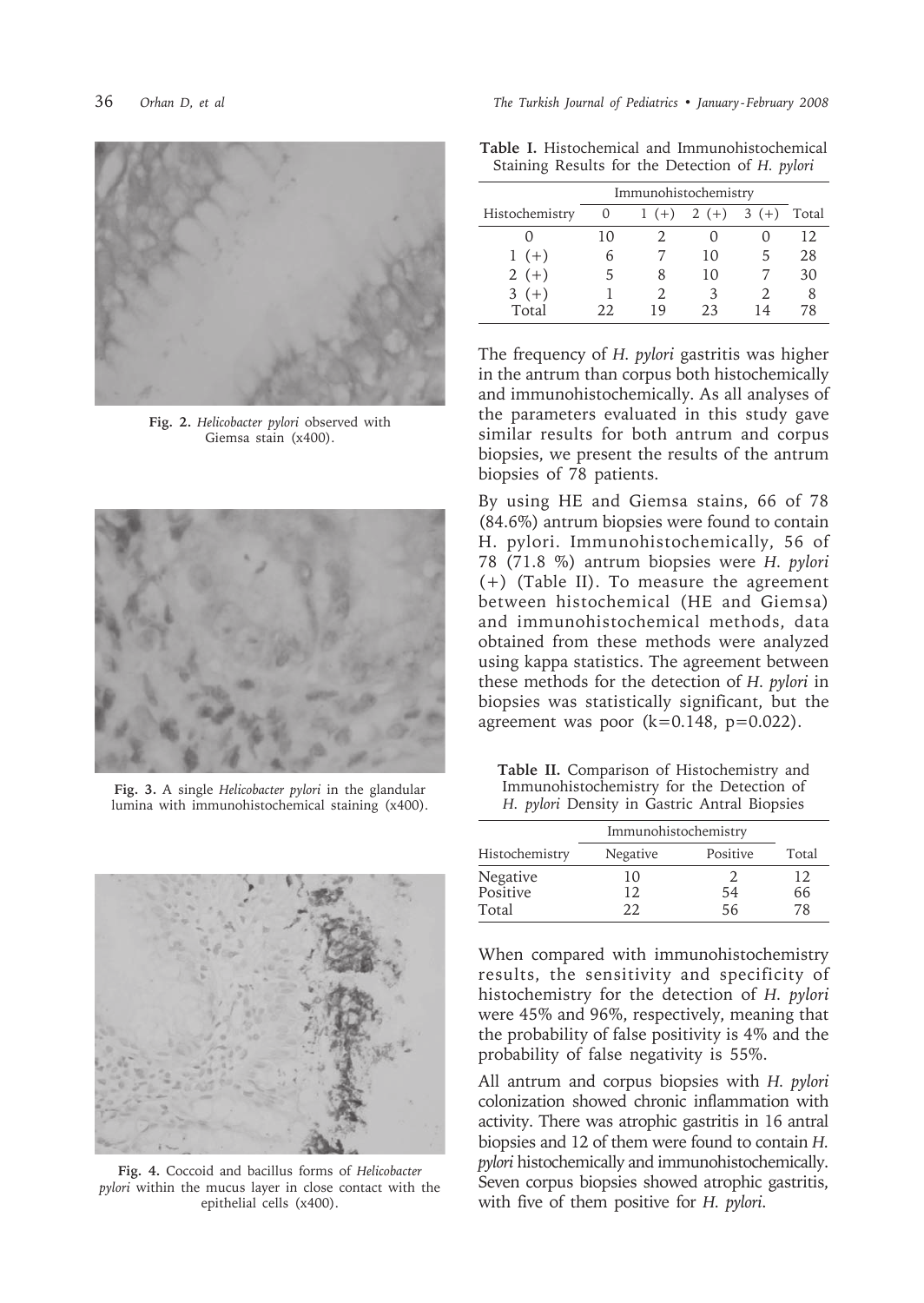Fig. 2. *Helicobacter pylori* observed with Giemsa stain (x400).

Fig. 3. A single *Helicobacter pylori* in the glandular lumina with immunohistochemical staining (x400).

Fig. 4. Coccoid and bacillus forms of *Helicobacter pylori* within the mucus layer in close contact with the epithelial cells (x400).

**Table I.** Histochemical and Immunohistochemical Staining Results for the Detection of *H. pylori*

| | Immunohistochemistry | | | | |
|---|---|---|---|---|---|
| Histochemistry | 0 | 1 (+) | 2 (+) | 3 (+) | Total |
| 0 | 10 | 2 | 0 | 0 | 12 |
| 1 (+) | 6 | 7 | 10 | 5 | 28 |
| 2 (+) | 5 | 8 | 10 | 7 | 30 |
| 3 (+) | 1 | 2 | 3 | 2 | 8 |
| Total | 22 | 19 | 23 | 14 | 78 |

The frequency of *H. pylori* gastritis was higher in the antrum than corpus both histochemically and immunohistochemically. As all analyses of the parameters evaluated in this study gave similar results for both antrum and corpus biopsies, we present the results of the antrum biopsies of 78 patients.

By using HE and Giemsa stains, 66 of 78 (84.6%) antrum biopsies were found to contain H. pylori. Immunohistochemically, 56 of 78 (71.8 %) antrum biopsies were *H. pylori* (+) (Table II). To measure the agreement between histochemical (HE and Giemsa) and immunohistochemical methods, data obtained from these methods were analyzed using kappa statistics. The agreement between these methods for the detection of *H. pylori* in biopsies was statistically significant, but the agreement was poor ($k=0.148$, $p=0.022$).

**Table II.** Comparison of Histochemistry and Immunohistochemistry for the Detection of *H. pylori* Density in Gastric Antral Biopsies

| | Immunohistochemistry | | |
|---|---|---|---|
| Histochemistry | Negative | Positive | Total |
| Negative | 10 | 2 | 12 |
| Positive | 12 | 54 | 66 |
| Total | 22 | 56 | 78 |

When compared with immunohistochemistry results, the sensitivity and specificity of histochemistry for the detection of *H. pylori* were 45% and 96%, respectively, meaning that the probability of false positivity is 4% and the probability of false negativity is 55%.

All antrum and corpus biopsies with *H. pylori* colonization showed chronic inflammation with activity. There was atrophic gastritis in 16 antral biopsies and 12 of them were found to contain *H. pylori* histochemically and immunohistochemically. Seven corpus biopsies showed atrophic gastritis, with five of them positive for *H. pylori*.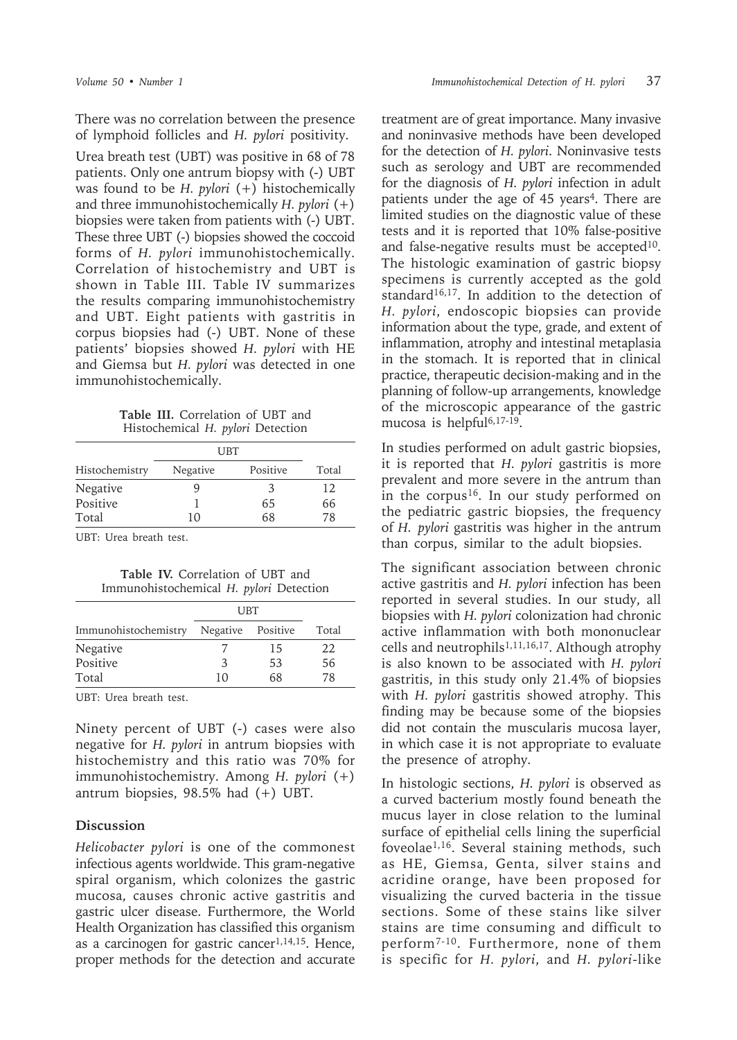There was no correlation between the presence of lymphoid follicles and *H. pylori* positivity.

Urea breath test (UBT) was positive in 68 of 78 patients. Only one antrum biopsy with (-) UBT was found to be *H. pylori* (+) histochemically and three immunohistochemically *H. pylori* (+) biopsies were taken from patients with (-) UBT. These three UBT (-) biopsies showed the coccoid forms of *H. pylori* immunohistochemically. Correlation of histochemistry and UBT is shown in Table III. Table IV summarizes the results comparing immunohistochemistry and UBT. Eight patients with gastritis in corpus biopsies had (-) UBT. None of these patients' biopsies showed *H. pylori* with HE and Giemsa but *H. pylori* was detected in one immunohistochemically.

**Table III.** Correlation of UBT and Histochemical *H. pylori* Detection

| | UBT | | |
|---|---|---|---|
| Histochemistry | Negative | Positive | Total |
| Negative | 9 | 3 | 12 |
| Positive | 1 | 65 | 66 |
| Total | 10 | 68 | 78 |

UBT: Urea breath test.

**Table IV.** Correlation of UBT and Immunohistochemical *H. pylori* Detection

| | UBT | | |
|---|---|---|---|
| Immunohistochemistry | Negative | Positive | Total |
| Negative | 7 | 15 | 22 |
| Positive | 3 | 53 | 56 |
| Total | 10 | 68 | 78 |

UBT: Urea breath test.

Ninety percent of UBT (-) cases were also negative for *H. pylori* in antrum biopsies with histochemistry and this ratio was 70% for immunohistochemistry. Among *H. pylori* (+) antrum biopsies, 98.5% had (+) UBT.

## Discussion

*Helicobacter pylori* is one of the commonest infectious agents worldwide. This gram-negative spiral organism, which colonizes the gastric mucosa, causes chronic active gastritis and gastric ulcer disease. Furthermore, the World Health Organization has classified this organism as a carcinogen for gastric cancer[1,14,15]. Hence, proper methods for the detection and accurate treatment are of great importance. Many invasive and noninvasive methods have been developed for the detection of *H. pylori*. Noninvasive tests such as serology and UBT are recommended for the diagnosis of *H. pylori* infection in adult patients under the age of 45 years[4]. There are limited studies on the diagnostic value of these tests and it is reported that 10% false-positive and false-negative results must be accepted[10]. The histologic examination of gastric biopsy specimens is currently accepted as the gold standard[16,17]. In addition to the detection of *H. pylori*, endoscopic biopsies can provide information about the type, grade, and extent of inflammation, atrophy and intestinal metaplasia in the stomach. It is reported that in clinical practice, therapeutic decision-making and in the planning of follow-up arrangements, knowledge of the microscopic appearance of the gastric mucosa is helpful[6,17-19].

In studies performed on adult gastric biopsies, it is reported that *H. pylori* gastritis is more prevalent and more severe in the antrum than in the corpus[16]. In our study performed on the pediatric gastric biopsies, the frequency of *H. pylori* gastritis was higher in the antrum than corpus, similar to the adult biopsies.

The significant association between chronic active gastritis and *H. pylori* infection has been reported in several studies. In our study, all biopsies with *H. pylori* colonization had chronic active inflammation with both mononuclear cells and neutrophils[1,11,16,17]. Although atrophy is also known to be associated with *H. pylori* gastritis, in this study only 21.4% of biopsies with *H. pylori* gastritis showed atrophy. This finding may be because some of the biopsies did not contain the muscularis mucosa layer, in which case it is not appropriate to evaluate the presence of atrophy.

In histologic sections, *H. pylori* is observed as a curved bacterium mostly found beneath the mucus layer in close relation to the luminal surface of epithelial cells lining the superficial foveolae[1,16]. Several staining methods, such as HE, Giemsa, Genta, silver stains and acridine orange, have been proposed for visualizing the curved bacteria in the tissue sections. Some of these stains like silver stains are time consuming and difficult to perform[7-10]. Furthermore, none of them is specific for *H. pylori*, and *H. pylori*-like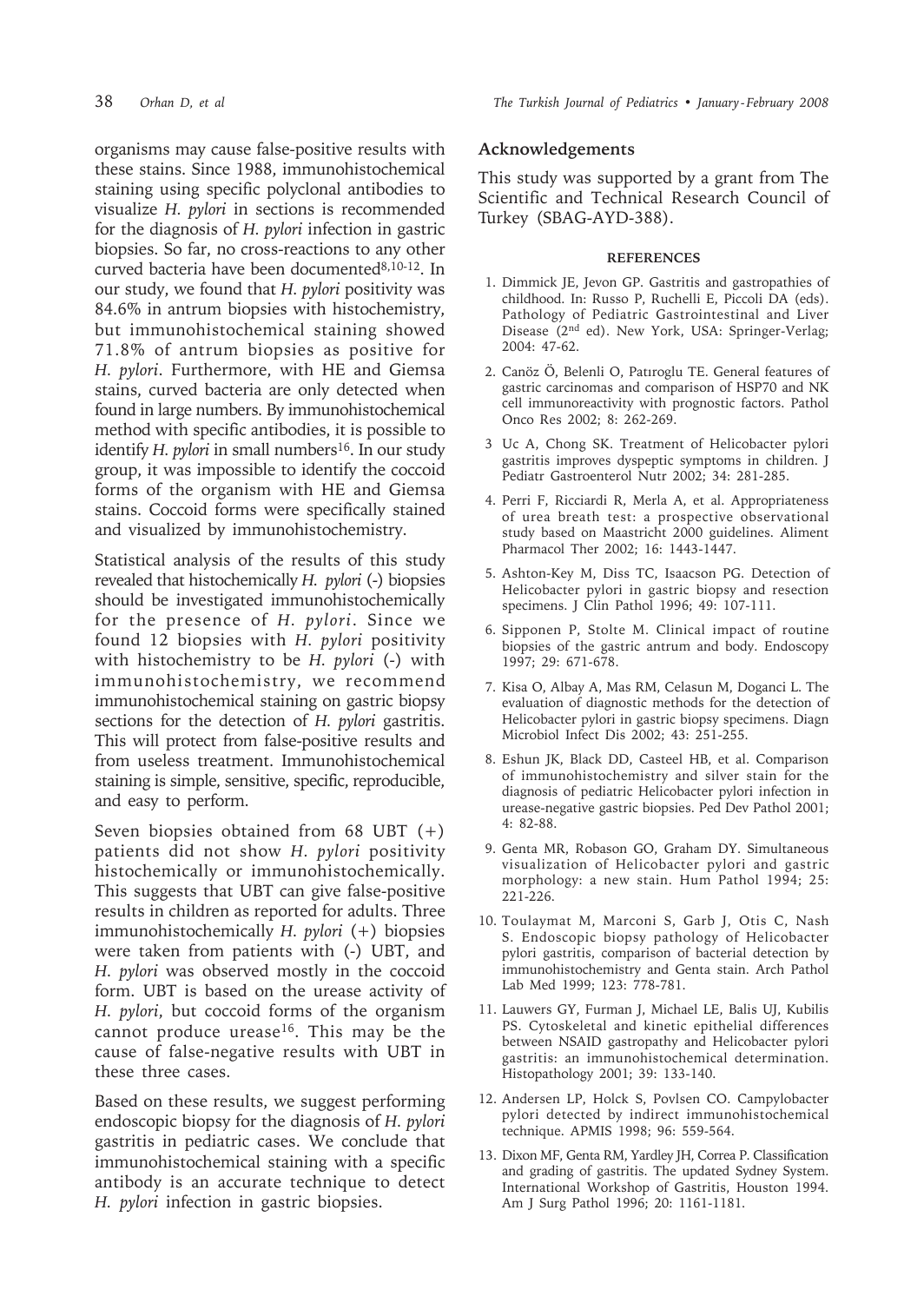organisms may cause false-positive results with these stains. Since 1988, immunohistochemical staining using specific polyclonal antibodies to visualize *H. pylori* in sections is recommended for the diagnosis of *H. pylori* infection in gastric biopsies. So far, no cross-reactions to any other curved bacteria have been documented[8,10-12]. In our study, we found that *H. pylori* positivity was 84.6% in antrum biopsies with histochemistry, but immunohistochemical staining showed 71.8% of antrum biopsies as positive for *H. pylori*. Furthermore, with HE and Giemsa stains, curved bacteria are only detected when found in large numbers. By immunohistochemical method with specific antibodies, it is possible to identify *H. pylori* in small numbers[16]. In our study group, it was impossible to identify the coccoid forms of the organism with HE and Giemsa stains. Coccoid forms were specifically stained and visualized by immunohistochemistry.

Statistical analysis of the results of this study revealed that histochemically *H. pylori* (-) biopsies should be investigated immunohistochemically for the presence of *H. pylori*. Since we found 12 biopsies with *H. pylori* positivity with histochemistry to be *H. pylori* (-) with immunohistochemistry, we recommend immunohistochemical staining on gastric biopsy sections for the detection of *H. pylori* gastritis. This will protect from false-positive results and from useless treatment. Immunohistochemical staining is simple, sensitive, specific, reproducible, and easy to perform.

Seven biopsies obtained from 68 UBT (+) patients did not show *H. pylori* positivity histochemically or immunohistochemically. This suggests that UBT can give false-positive results in children as reported for adults. Three immunohistochemically *H. pylori* (+) biopsies were taken from patients with (-) UBT, and *H. pylori* was observed mostly in the coccoid form. UBT is based on the urease activity of *H. pylori*, but coccoid forms of the organism cannot produce urease[16]. This may be the cause of false-negative results with UBT in these three cases.

Based on these results, we suggest performing endoscopic biopsy for the diagnosis of *H. pylori* gastritis in pediatric cases. We conclude that immunohistochemical staining with a specific antibody is an accurate technique to detect *H. pylori* infection in gastric biopsies.

## Acknowledgements

This study was supported by a grant from The Scientific and Technical Research Council of Turkey (SBAG-AYD-388).

## REFERENCES

1. Dimmick JE, Jevon GP. Gastritis and gastropathies of childhood. In: Russo P, Ruchelli E, Piccoli DA (eds). Pathology of Pediatric Gastrointestinal and Liver Disease (2nd ed). New York, USA: Springer-Verlag; 2004: 47-62.
2. Canöz Ö, Belenli O, Patıroglu TE. General features of gastric carcinomas and comparison of HSP70 and NK cell immunoreactivity with prognostic factors. Pathol Onco Res 2002; 8: 262-269.
3. Uc A, Chong SK. Treatment of Helicobacter pylori gastritis improves dyspeptic symptoms in children. J Pediatr Gastroenterol Nutr 2002; 34: 281-285.
4. Perri F, Ricciardi R, Merla A, et al. Appropriateness of urea breath test: a prospective observational study based on Maastricht 2000 guidelines. Aliment Pharmacol Ther 2002; 16: 1443-1447.
5. Ashton-Key M, Diss TC, Isaacson PG. Detection of Helicobacter pylori in gastric biopsy and resection specimens. J Clin Pathol 1996; 49: 107-111.
6. Sipponen P, Stolte M. Clinical impact of routine biopsies of the gastric antrum and body. Endoscopy 1997; 29: 671-678.
7. Kisa O, Albay A, Mas RM, Celasun M, Doganci L. The evaluation of diagnostic methods for the detection of Helicobacter pylori in gastric biopsy specimens. Diagn Microbiol Infect Dis 2002; 43: 251-255.
8. Eshun JK, Black DD, Casteel HB, et al. Comparison of immunohistochemistry and silver stain for the diagnosis of pediatric Helicobacter pylori infection in urease-negative gastric biopsies. Ped Dev Pathol 2001; 4: 82-88.
9. Genta MR, Robason GO, Graham DY. Simultaneous visualization of Helicobacter pylori and gastric morphology: a new stain. Hum Pathol 1994; 25: 221-226.
10. Toulaymat M, Marconi S, Garb J, Otis C, Nash S. Endoscopic biopsy pathology of Helicobacter pylori gastritis, comparison of bacterial detection by immunohistochemistry and Genta stain. Arch Pathol Lab Med 1999; 123: 778-781.
11. Lauwers GY, Furman J, Michael LE, Balis UJ, Kubilis PS. Cytoskeletal and kinetic epithelial differences between NSAID gastropathy and Helicobacter pylori gastritis: an immunohistochemical determination. Histopathology 2001; 39: 133-140.
12. Andersen LP, Holck S, Povlsen CO. Campylobacter pylori detected by indirect immunohistochemical technique. APMIS 1998; 96: 559-564.
13. Dixon MF, Genta RM, Yardley JH, Correa P. Classification and grading of gastritis. The updated Sydney System. International Workshop of Gastritis, Houston 1994. Am J Surg Pathol 1996; 20: 1161-1181.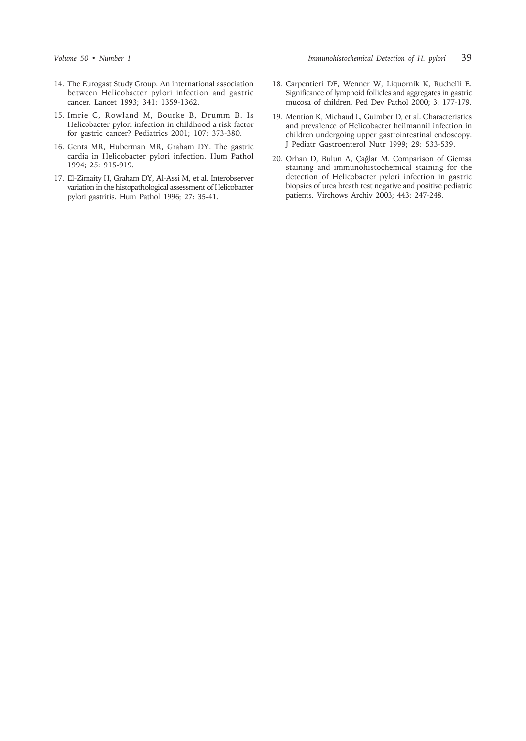14. The Eurogast Study Group. An international association between Helicobacter pylori infection and gastric cancer. Lancet 1993; 341: 1359-1362.
15. Imrie C, Rowland M, Bourke B, Drumm B. Is Helicobacter pylori infection in childhood a risk factor for gastric cancer? Pediatrics 2001; 107: 373-380.
16. Genta MR, Huberman MR, Graham DY. The gastric cardia in Helicobacter pylori infection. Hum Pathol 1994; 25: 915-919.
17. El-Zimaity H, Graham DY, Al-Assi M, et al. Interobserver variation in the histopathological assessment of Helicobacter pylori gastritis. Hum Pathol 1996; 27: 35-41.
18. Carpentieri DF, Wenner W, Liquornik K, Ruchelli E. Significance of lymphoid follicles and aggregates in gastric mucosa of children. Ped Dev Pathol 2000; 3: 177-179.
19. Mention K, Michaud L, Guimber D, et al. Characteristics and prevalence of Helicobacter heilmannii infection in children undergoing upper gastrointestinal endoscopy. J Pediatr Gastroenterol Nutr 1999; 29: 533-539.
20. Orhan D, Bulun A, Çağlar M. Comparison of Giemsa staining and immunohistochemical staining for the detection of Helicobacter pylori infection in gastric biopsies of urea breath test negative and positive pediatric patients. Virchows Archiv 2003; 443: 247-248.